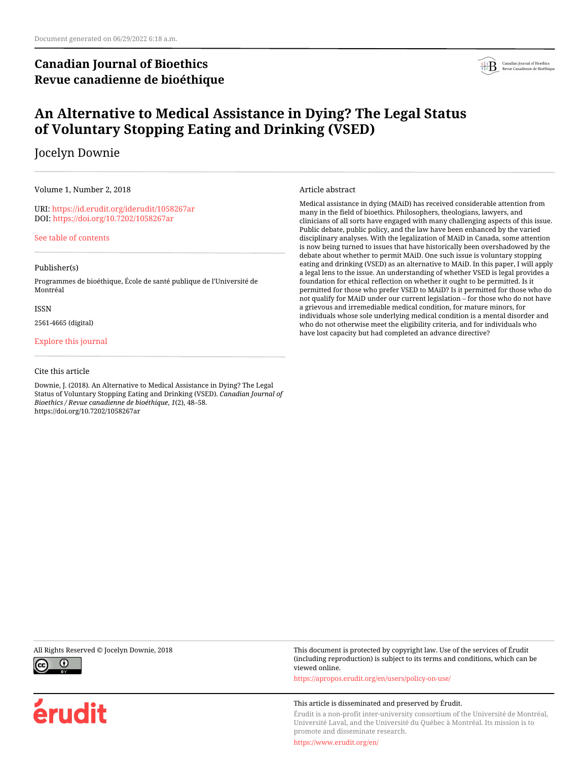Document generated on 06/29/2022 6:18 a.m.

**Canadian Journal of Bioethics**
**Revue canadienne de bioéthique**

# An Alternative to Medical Assistance in Dying? The Legal Status of Voluntary Stopping Eating and Drinking (VSED)

Jocelyn Downie

Volume 1, Number 2, 2018

URI: https://id.erudit.org/iderudit/1058267ar
DOI: https://doi.org/10.7202/1058267ar

See table of contents

Publisher(s)

Programmes de bioéthique, École de santé publique de l'Université de Montréal

ISSN

2561-4665 (digital)

Explore this journal

Cite this article

Downie, J. (2018). An Alternative to Medical Assistance in Dying? The Legal Status of Voluntary Stopping Eating and Drinking (VSED). *Canadian Journal of Bioethics / Revue canadienne de bioéthique*, *1*(2), 48–58. https://doi.org/10.7202/1058267ar

Article abstract

Medical assistance in dying (MAiD) has received considerable attention from many in the field of bioethics. Philosophers, theologians, lawyers, and clinicians of all sorts have engaged with many challenging aspects of this issue. Public debate, public policy, and the law have been enhanced by the varied disciplinary analyses. With the legalization of MAiD in Canada, some attention is now being turned to issues that have historically been overshadowed by the debate about whether to permit MAiD. One such issue is voluntary stopping eating and drinking (VSED) as an alternative to MAiD. In this paper, I will apply a legal lens to the issue. An understanding of whether VSED is legal provides a foundation for ethical reflection on whether it ought to be permitted. Is it permitted for those who prefer VSED to MAiD? Is it permitted for those who do not qualify for MAiD under our current legislation – for those who do not have a grievous and irremediable medical condition, for mature minors, for individuals whose sole underlying medical condition is a mental disorder and who do not otherwise meet the eligibility criteria, and for individuals who have lost capacity but had completed an advance directive?

All Rights Reserved © Jocelyn Downie, 2018

This document is protected by copyright law. Use of the services of Érudit (including reproduction) is subject to its terms and conditions, which can be viewed online.

https://apropos.erudit.org/en/users/policy-on-use/

This article is disseminated and preserved by Érudit.

Érudit is a non-profit inter-university consortium of the Université de Montréal, Université Laval, and the Université du Québec à Montréal. Its mission is to promote and disseminate research.

https://www.erudit.org/en/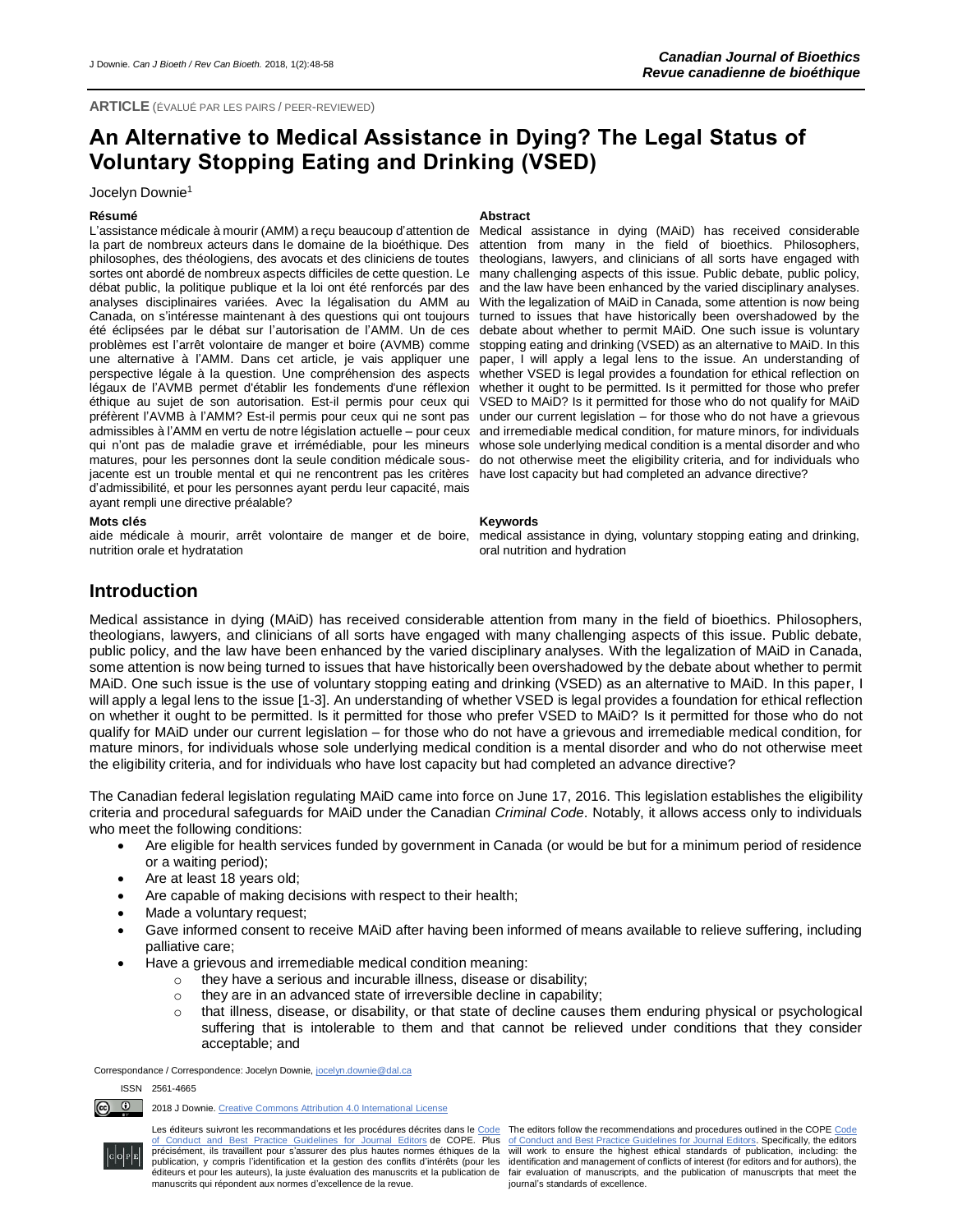**ARTICLE** (ÉVALUÉ PAR LES PAIRS / PEER-REVIEWED)

# An Alternative to Medical Assistance in Dying? The Legal Status of Voluntary Stopping Eating and Drinking (VSED)

Jocelyn Downie[1]

### Résumé

L'assistance médicale à mourir (AMM) a reçu beaucoup d'attention de la part de nombreux acteurs dans le domaine de la bioéthique. Des philosophes, des théologiens, des avocats et des cliniciens de toutes sortes ont abordé de nombreux aspects difficiles de cette question. Le débat public, la politique publique et la loi ont été renforcés par des analyses disciplinaires variées. Avec la légalisation du AMM au Canada, on s'intéresse maintenant à des questions qui ont toujours été éclipsées par le débat sur l'autorisation de l'AMM. Un de ces problèmes est l'arrêt volontaire de manger et boire (AVMB) comme une alternative à l'AMM. Dans cet article, je vais appliquer une perspective légale à la question. Une compréhension des aspects légaux de l'AVMB permet d'établir les fondements d'une réflexion éthique au sujet de son autorisation. Est-il permis pour ceux qui préfèrent l'AVMB à l'AMM? Est-il permis pour ceux qui ne sont pas admissibles à l'AMM en vertu de notre législation actuelle – pour ceux qui n'ont pas de maladie grave et irrémédiable, pour les mineurs matures, pour les personnes dont la seule condition médicale sous-jacente est un trouble mental et qui ne rencontrent pas les critères d'admissibilité, et pour les personnes ayant perdu leur capacité, mais ayant rempli une directive préalable?

### Abstract

Medical assistance in dying (MAiD) has received considerable attention from many in the field of bioethics. Philosophers, theologians, lawyers, and clinicians of all sorts have engaged with many challenging aspects of this issue. Public debate, public policy, and the law have been enhanced by the varied disciplinary analyses. With the legalization of MAiD in Canada, some attention is now being turned to issues that have historically been overshadowed by the debate about whether to permit MAiD. One such issue is voluntary stopping eating and drinking (VSED) as an alternative to MAiD. In this paper, I will apply a legal lens to the issue. An understanding of whether VSED is legal provides a foundation for ethical reflection on whether it ought to be permitted. Is it permitted for those who prefer VSED to MAiD? Is it permitted for those who do not qualify for MAiD under our current legislation – for those who do not have a grievous and irremediable medical condition, for mature minors, for individuals whose sole underlying medical condition is a mental disorder and who do not otherwise meet the eligibility criteria, and for individuals who have lost capacity but had completed an advance directive?

### Mots clés

aide médicale à mourir, arrêt volontaire de manger et de boire, nutrition orale et hydratation

### Keywords

medical assistance in dying, voluntary stopping eating and drinking, oral nutrition and hydration

## Introduction

Medical assistance in dying (MAiD) has received considerable attention from many in the field of bioethics. Philosophers, theologians, lawyers, and clinicians of all sorts have engaged with many challenging aspects of this issue. Public debate, public policy, and the law have been enhanced by the varied disciplinary analyses. With the legalization of MAiD in Canada, some attention is now being turned to issues that have historically been overshadowed by the debate about whether to permit MAiD. One such issue is the use of voluntary stopping eating and drinking (VSED) as an alternative to MAiD. In this paper, I will apply a legal lens to the issue [1-3]. An understanding of whether VSED is legal provides a foundation for ethical reflection on whether it ought to be permitted. Is it permitted for those who prefer VSED to MAiD? Is it permitted for those who do not qualify for MAiD under our current legislation – for those who do not have a grievous and irremediable medical condition, for mature minors, for individuals whose sole underlying medical condition is a mental disorder and who do not otherwise meet the eligibility criteria, and for individuals who have lost capacity but had completed an advance directive?

The Canadian federal legislation regulating MAiD came into force on June 17, 2016. This legislation establishes the eligibility criteria and procedural safeguards for MAiD under the Canadian *Criminal Code*. Notably, it allows access only to individuals who meet the following conditions:

- Are eligible for health services funded by government in Canada (or would be but for a minimum period of residence or a waiting period);
- Are at least 18 years old;
- Are capable of making decisions with respect to their health;
- Made a voluntary request;
- Gave informed consent to receive MAiD after having been informed of means available to relieve suffering, including palliative care;
- Have a grievous and irremediable medical condition meaning:
  - they have a serious and incurable illness, disease or disability;
  - they are in an advanced state of irreversible decline in capability;
  - that illness, disease, or disability, or that state of decline causes them enduring physical or psychological suffering that is intolerable to them and that cannot be relieved under conditions that they consider acceptable; and

Correspondance / Correspondence: Jocelyn Downie, jocelyn.downie@dal.ca

ISSN 2561-4665

2018 J Downie. Creative Commons Attribution 4.0 International License

Les éditeurs suivront les recommandations et les procédures décrites dans le Code of Conduct and Best Practice Guidelines for Journal Editors de COPE. Plus précisément, ils travaillent pour s'assurer des plus hautes normes éthiques de la publication, y compris l'identification et la gestion des conflits d'intérêts (pour les éditeurs et pour les auteurs), la juste évaluation des manuscrits et la publication de manuscrits qui répondent aux normes d'excellence de la revue.

The editors follow the recommendations and procedures outlined in the COPE Code of Conduct and Best Practice Guidelines for Journal Editors. Specifically, the editors will work to ensure the highest ethical standards of publication, including: the identification and management of conflicts of interest (for editors and for authors), the fair evaluation of manuscripts, and the publication of manuscripts that meet the journal's standards of excellence.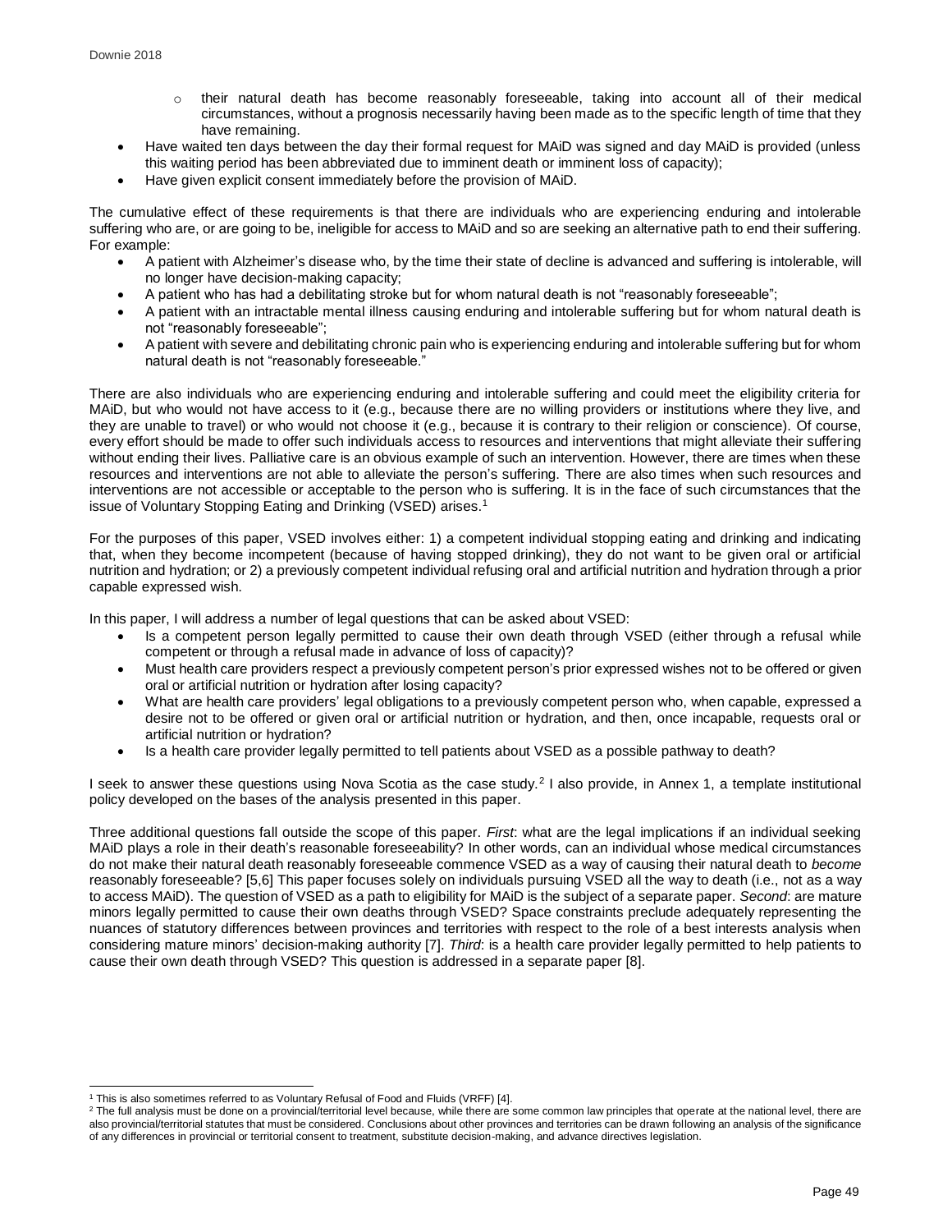- their natural death has become reasonably foreseeable, taking into account all of their medical circumstances, without a prognosis necessarily having been made as to the specific length of time that they have remaining.
- Have waited ten days between the day their formal request for MAiD was signed and day MAiD is provided (unless this waiting period has been abbreviated due to imminent death or imminent loss of capacity);
- Have given explicit consent immediately before the provision of MAiD.

The cumulative effect of these requirements is that there are individuals who are experiencing enduring and intolerable suffering who are, or are going to be, ineligible for access to MAiD and so are seeking an alternative path to end their suffering. For example:

- A patient with Alzheimer's disease who, by the time their state of decline is advanced and suffering is intolerable, will no longer have decision-making capacity;
- A patient who has had a debilitating stroke but for whom natural death is not "reasonably foreseeable";
- A patient with an intractable mental illness causing enduring and intolerable suffering but for whom natural death is not "reasonably foreseeable";
- A patient with severe and debilitating chronic pain who is experiencing enduring and intolerable suffering but for whom natural death is not "reasonably foreseeable."

There are also individuals who are experiencing enduring and intolerable suffering and could meet the eligibility criteria for MAiD, but who would not have access to it (e.g., because there are no willing providers or institutions where they live, and they are unable to travel) or who would not choose it (e.g., because it is contrary to their religion or conscience). Of course, every effort should be made to offer such individuals access to resources and interventions that might alleviate their suffering without ending their lives. Palliative care is an obvious example of such an intervention. However, there are times when these resources and interventions are not able to alleviate the person's suffering. There are also times when such resources and interventions are not accessible or acceptable to the person who is suffering. It is in the face of such circumstances that the issue of Voluntary Stopping Eating and Drinking (VSED) arises.[1]

For the purposes of this paper, VSED involves either: 1) a competent individual stopping eating and drinking and indicating that, when they become incompetent (because of having stopped drinking), they do not want to be given oral or artificial nutrition and hydration; or 2) a previously competent individual refusing oral and artificial nutrition and hydration through a prior capable expressed wish.

In this paper, I will address a number of legal questions that can be asked about VSED:

- Is a competent person legally permitted to cause their own death through VSED (either through a refusal while competent or through a refusal made in advance of loss of capacity)?
- Must health care providers respect a previously competent person's prior expressed wishes not to be offered or given oral or artificial nutrition or hydration after losing capacity?
- What are health care providers' legal obligations to a previously competent person who, when capable, expressed a desire not to be offered or given oral or artificial nutrition or hydration, and then, once incapable, requests oral or artificial nutrition or hydration?
- Is a health care provider legally permitted to tell patients about VSED as a possible pathway to death?

I seek to answer these questions using Nova Scotia as the case study.[2] I also provide, in Annex 1, a template institutional policy developed on the bases of the analysis presented in this paper.

Three additional questions fall outside the scope of this paper. *First*: what are the legal implications if an individual seeking MAiD plays a role in their death's reasonable foreseeability? In other words, can an individual whose medical circumstances do not make their natural death reasonably foreseeable commence VSED as a way of causing their natural death to *become* reasonably foreseeable? [5,6] This paper focuses solely on individuals pursuing VSED all the way to death (i.e., not as a way to access MAiD). The question of VSED as a path to eligibility for MAiD is the subject of a separate paper. *Second*: are mature minors legally permitted to cause their own deaths through VSED? Space constraints preclude adequately representing the nuances of statutory differences between provinces and territories with respect to the role of a best interests analysis when considering mature minors' decision-making authority [7]. *Third*: is a health care provider legally permitted to help patients to cause their own death through VSED? This question is addressed in a separate paper [8].

---

[1] This is also sometimes referred to as Voluntary Refusal of Food and Fluids (VRFF) [4].

[2] The full analysis must be done on a provincial/territorial level because, while there are some common law principles that operate at the national level, there are also provincial/territorial statutes that must be considered. Conclusions about other provinces and territories can be drawn following an analysis of the significance of any differences in provincial or territorial consent to treatment, substitute decision-making, and advance directives legislation.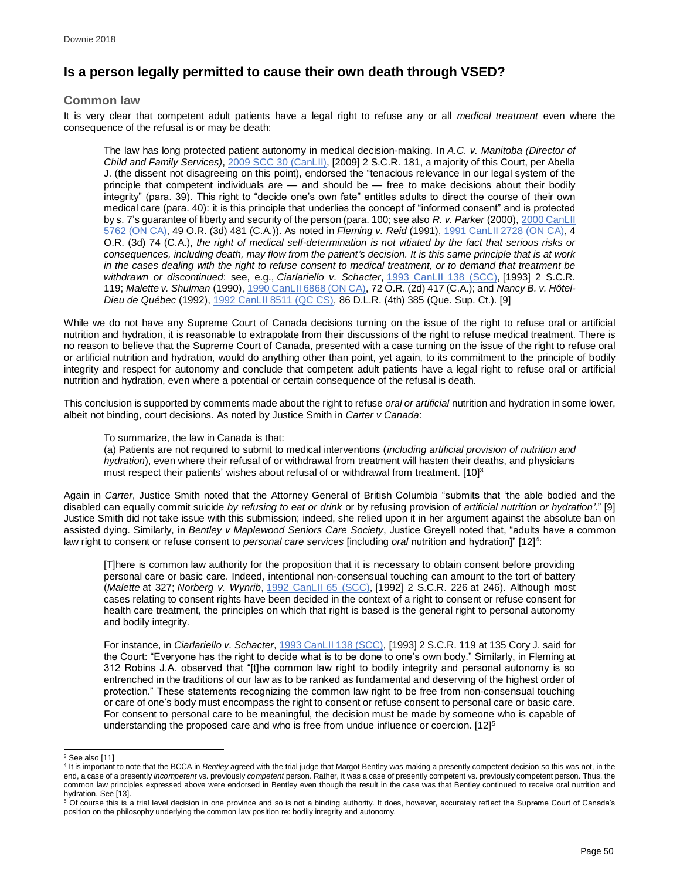## Is a person legally permitted to cause their own death through VSED?

### Common law

It is very clear that competent adult patients have a legal right to refuse any or all *medical treatment* even where the consequence of the refusal is or may be death:

> The law has long protected patient autonomy in medical decision-making. In *A.C. v. Manitoba (Director of Child and Family Services)*, 2009 SCC 30 (CanLII), [2009] 2 S.C.R. 181, a majority of this Court, per Abella J. (the dissent not disagreeing on this point), endorsed the "tenacious relevance in our legal system of the principle that competent individuals are — and should be — free to make decisions about their bodily integrity" (para. 39). This right to "decide one's own fate" entitles adults to direct the course of their own medical care (para. 40): it is this principle that underlies the concept of "informed consent" and is protected by s. 7's guarantee of liberty and security of the person (para. 100; see also *R. v. Parker* (2000), 2000 CanLII 5762 (ON CA), 49 O.R. (3d) 481 (C.A.)). As noted in *Fleming v. Reid* (1991), 1991 CanLII 2728 (ON CA), 4 O.R. (3d) 74 (C.A.), *the right of medical self-determination is not vitiated by the fact that serious risks or consequences, including death, may flow from the patient's decision. It is this same principle that is at work in the cases dealing with the right to refuse consent to medical treatment, or to demand that treatment be withdrawn or discontinued*: see, e.g., *Ciarlariello v. Schacter*, 1993 CanLII 138 (SCC), [1993] 2 S.C.R. 119; *Malette v. Shulman* (1990), 1990 CanLII 6868 (ON CA), 72 O.R. (2d) 417 (C.A.); and *Nancy B. v. Hôtel-Dieu de Québec* (1992), 1992 CanLII 8511 (QC CS), 86 D.L.R. (4th) 385 (Que. Sup. Ct.). [9]

While we do not have any Supreme Court of Canada decisions turning on the issue of the right to refuse oral or artificial nutrition and hydration, it is reasonable to extrapolate from their discussions of the right to refuse medical treatment. There is no reason to believe that the Supreme Court of Canada, presented with a case turning on the issue of the right to refuse oral or artificial nutrition and hydration, would do anything other than point, yet again, to its commitment to the principle of bodily integrity and respect for autonomy and conclude that competent adult patients have a legal right to refuse oral or artificial nutrition and hydration, even where a potential or certain consequence of the refusal is death.

This conclusion is supported by comments made about the right to refuse *oral or artificial* nutrition and hydration in some lower, albeit not binding, court decisions. As noted by Justice Smith in *Carter v Canada*:

> To summarize, the law in Canada is that:
>
> (a) Patients are not required to submit to medical interventions (*including artificial provision of nutrition and hydration*), even where their refusal of or withdrawal from treatment will hasten their deaths, and physicians must respect their patients' wishes about refusal of or withdrawal from treatment. [10][3]

Again in *Carter*, Justice Smith noted that the Attorney General of British Columbia "submits that 'the able bodied and the disabled can equally commit suicide *by refusing to eat or drink* or by refusing provision of *artificial nutrition or hydration'*." [9] Justice Smith did not take issue with this submission; indeed, she relied upon it in her argument against the absolute ban on assisted dying. Similarly, in *Bentley v Maplewood Seniors Care Society*, Justice Greyell noted that, "adults have a common law right to consent or refuse consent to *personal care services* [including *oral* nutrition and hydration]" [12][4]:

> [T]here is common law authority for the proposition that it is necessary to obtain consent before providing personal care or basic care. Indeed, intentional non-consensual touching can amount to the tort of battery (*Malette* at 327; *Norberg v. Wynrib*, 1992 CanLII 65 (SCC), [1992] 2 S.C.R. 226 at 246). Although most cases relating to consent rights have been decided in the context of a right to consent or refuse consent for health care treatment, the principles on which that right is based is the general right to personal autonomy and bodily integrity.
>
> For instance, in *Ciarlariello v. Schacter*, 1993 CanLII 138 (SCC), [1993] 2 S.C.R. 119 at 135 Cory J. said for the Court: "Everyone has the right to decide what is to be done to one's own body." Similarly, in Fleming at 312 Robins J.A. observed that "[t]he common law right to bodily integrity and personal autonomy is so entrenched in the traditions of our law as to be ranked as fundamental and deserving of the highest order of protection." These statements recognizing the common law right to be free from non-consensual touching or care of one's body must encompass the right to consent or refuse consent to personal care or basic care. For consent to personal care to be meaningful, the decision must be made by someone who is capable of understanding the proposed care and who is free from undue influence or coercion. [12][5]

---

[3] See also [11]

[4] It is important to note that the BCCA in *Bentley* agreed with the trial judge that Margot Bentley was making a presently competent decision so this was not, in the end, a case of a presently *incompetent* vs. previously *competent* person. Rather, it was a case of presently competent vs. previously competent person. Thus, the common law principles expressed above were endorsed in Bentley even though the result in the case was that Bentley continued to receive oral nutrition and hydration. See [13].

[5] Of course this is a trial level decision in one province and so is not a binding authority. It does, however, accurately reflect the Supreme Court of Canada's position on the philosophy underlying the common law position re: bodily integrity and autonomy.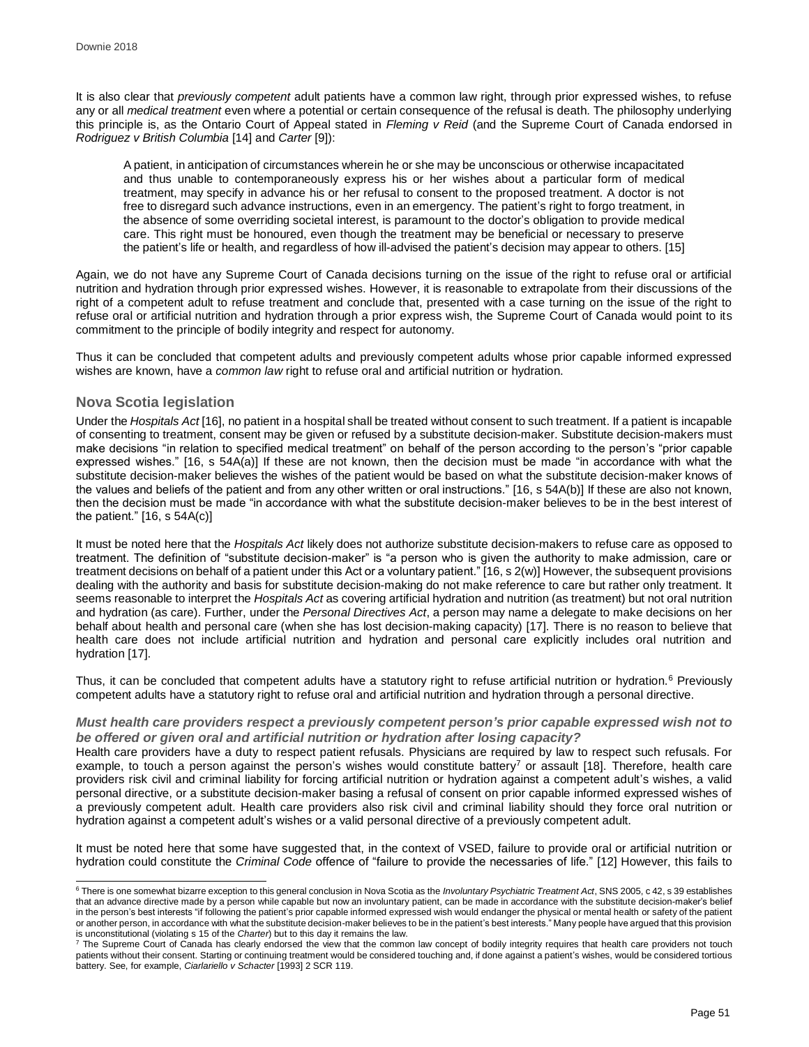It is also clear that *previously competent* adult patients have a common law right, through prior expressed wishes, to refuse any or all *medical treatment* even where a potential or certain consequence of the refusal is death. The philosophy underlying this principle is, as the Ontario Court of Appeal stated in *Fleming v Reid* (and the Supreme Court of Canada endorsed in *Rodriguez v British Columbia* [14] and *Carter* [9]):

> A patient, in anticipation of circumstances wherein he or she may be unconscious or otherwise incapacitated and thus unable to contemporaneously express his or her wishes about a particular form of medical treatment, may specify in advance his or her refusal to consent to the proposed treatment. A doctor is not free to disregard such advance instructions, even in an emergency. The patient's right to forgo treatment, in the absence of some overriding societal interest, is paramount to the doctor's obligation to provide medical care. This right must be honoured, even though the treatment may be beneficial or necessary to preserve the patient's life or health, and regardless of how ill-advised the patient's decision may appear to others. [15]

Again, we do not have any Supreme Court of Canada decisions turning on the issue of the right to refuse oral or artificial nutrition and hydration through prior expressed wishes. However, it is reasonable to extrapolate from their discussions of the right of a competent adult to refuse treatment and conclude that, presented with a case turning on the issue of the right to refuse oral or artificial nutrition and hydration through a prior express wish, the Supreme Court of Canada would point to its commitment to the principle of bodily integrity and respect for autonomy.

Thus it can be concluded that competent adults and previously competent adults whose prior capable informed expressed wishes are known, have a *common law* right to refuse oral and artificial nutrition or hydration.

## Nova Scotia legislation

Under the *Hospitals Act* [16], no patient in a hospital shall be treated without consent to such treatment. If a patient is incapable of consenting to treatment, consent may be given or refused by a substitute decision-maker. Substitute decision-makers must make decisions "in relation to specified medical treatment" on behalf of the person according to the person's "prior capable expressed wishes." [16, s 54A(a)] If these are not known, then the decision must be made "in accordance with what the substitute decision-maker believes the wishes of the patient would be based on what the substitute decision-maker knows of the values and beliefs of the patient and from any other written or oral instructions." [16, s 54A(b)] If these are also not known, then the decision must be made "in accordance with what the substitute decision-maker believes to be in the best interest of the patient." [16, s 54A(c)]

It must be noted here that the *Hospitals Act* likely does not authorize substitute decision-makers to refuse care as opposed to treatment. The definition of "substitute decision-maker" is "a person who is given the authority to make admission, care or treatment decisions on behalf of a patient under this Act or a voluntary patient." [16, s 2(w)] However, the subsequent provisions dealing with the authority and basis for substitute decision-making do not make reference to care but rather only treatment. It seems reasonable to interpret the *Hospitals Act* as covering artificial hydration and nutrition (as treatment) but not oral nutrition and hydration (as care). Further, under the *Personal Directives Act*, a person may name a delegate to make decisions on her behalf about health and personal care (when she has lost decision-making capacity) [17]. There is no reason to believe that health care does not include artificial nutrition and hydration and personal care explicitly includes oral nutrition and hydration [17].

Thus, it can be concluded that competent adults have a statutory right to refuse artificial nutrition or hydration.[6] Previously competent adults have a statutory right to refuse oral and artificial nutrition and hydration through a personal directive.

### *Must health care providers respect a previously competent person's prior capable expressed wish not to be offered or given oral and artificial nutrition or hydration after losing capacity?*

Health care providers have a duty to respect patient refusals. Physicians are required by law to respect such refusals. For example, to touch a person against the person's wishes would constitute battery[7] or assault [18]. Therefore, health care providers risk civil and criminal liability for forcing artificial nutrition or hydration against a competent adult's wishes, a valid personal directive, or a substitute decision-maker basing a refusal of consent on prior capable informed expressed wishes of a previously competent adult. Health care providers also risk civil and criminal liability should they force oral nutrition or hydration against a competent adult's wishes or a valid personal directive of a previously competent adult.

It must be noted here that some have suggested that, in the context of VSED, failure to provide oral or artificial nutrition or hydration could constitute the *Criminal Code* offence of "failure to provide the necessaries of life." [12] However, this fails to

---

[6] There is one somewhat bizarre exception to this general conclusion in Nova Scotia as the *Involuntary Psychiatric Treatment Act*, SNS 2005, c 42, s 39 establishes that an advance directive made by a person while capable but now an involuntary patient, can be made in accordance with the substitute decision-maker's belief in the person's best interests "if following the patient's prior capable informed expressed wish would endanger the physical or mental health or safety of the patient or another person, in accordance with what the substitute decision-maker believes to be in the patient's best interests." Many people have argued that this provision is unconstitutional (violating s 15 of the *Charter*) but to this day it remains the law.

[7] The Supreme Court of Canada has clearly endorsed the view that the common law concept of bodily integrity requires that health care providers not touch patients without their consent. Starting or continuing treatment would be considered touching and, if done against a patient's wishes, would be considered tortious battery. See, for example, *Ciarlariello v Schacter* [1993] 2 SCR 119.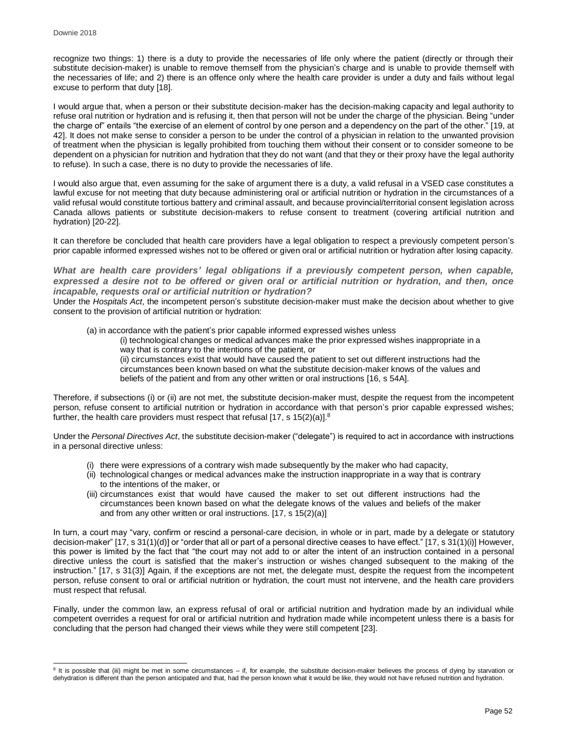recognize two things: 1) there is a duty to provide the necessaries of life only where the patient (directly or through their substitute decision-maker) is unable to remove themself from the physician's charge and is unable to provide themself with the necessaries of life; and 2) there is an offence only where the health care provider is under a duty and fails without legal excuse to perform that duty [18].

I would argue that, when a person or their substitute decision-maker has the decision-making capacity and legal authority to refuse oral nutrition or hydration and is refusing it, then that person will not be under the charge of the physician. Being "under the charge of" entails "the exercise of an element of control by one person and a dependency on the part of the other." [19, at 42]. It does not make sense to consider a person to be under the control of a physician in relation to the unwanted provision of treatment when the physician is legally prohibited from touching them without their consent or to consider someone to be dependent on a physician for nutrition and hydration that they do not want (and that they or their proxy have the legal authority to refuse). In such a case, there is no duty to provide the necessaries of life.

I would also argue that, even assuming for the sake of argument there is a duty, a valid refusal in a VSED case constitutes a lawful excuse for not meeting that duty because administering oral or artificial nutrition or hydration in the circumstances of a valid refusal would constitute tortious battery and criminal assault, and because provincial/territorial consent legislation across Canada allows patients or substitute decision-makers to refuse consent to treatment (covering artificial nutrition and hydration) [20-22].

It can therefore be concluded that health care providers have a legal obligation to respect a previously competent person's prior capable informed expressed wishes not to be offered or given oral or artificial nutrition or hydration after losing capacity.

### *What are health care providers' legal obligations if a previously competent person, when capable, expressed a desire not to be offered or given oral or artificial nutrition or hydration, and then, once incapable, requests oral or artificial nutrition or hydration?*

Under the *Hospitals Act*, the incompetent person's substitute decision-maker must make the decision about whether to give consent to the provision of artificial nutrition or hydration:

> (a) in accordance with the patient's prior capable informed expressed wishes unless
>
> (i) technological changes or medical advances make the prior expressed wishes inappropriate in a way that is contrary to the intentions of the patient, or
>
> (ii) circumstances exist that would have caused the patient to set out different instructions had the circumstances been known based on what the substitute decision-maker knows of the values and beliefs of the patient and from any other written or oral instructions [16, s 54A].

Therefore, if subsections (i) or (ii) are not met, the substitute decision-maker must, despite the request from the incompetent person, refuse consent to artificial nutrition or hydration in accordance with that person's prior capable expressed wishes; further, the health care providers must respect that refusal [17, s 15(2)(a)].[8]

Under the *Personal Directives Act*, the substitute decision-maker ("delegate") is required to act in accordance with instructions in a personal directive unless:

> (i) there were expressions of a contrary wish made subsequently by the maker who had capacity,
>
> (ii) technological changes or medical advances make the instruction inappropriate in a way that is contrary to the intentions of the maker, or
>
> (iii) circumstances exist that would have caused the maker to set out different instructions had the circumstances been known based on what the delegate knows of the values and beliefs of the maker and from any other written or oral instructions. [17, s 15(2)(a)]

In turn, a court may "vary, confirm or rescind a personal-care decision, in whole or in part, made by a delegate or statutory decision-maker" [17, s 31(1)(d)] or "order that all or part of a personal directive ceases to have effect." [17, s 31(1)(i)] However, this power is limited by the fact that "the court may not add to or alter the intent of an instruction contained in a personal directive unless the court is satisfied that the maker's instruction or wishes changed subsequent to the making of the instruction." [17, s 31(3)] Again, if the exceptions are not met, the delegate must, despite the request from the incompetent person, refuse consent to oral or artificial nutrition or hydration, the court must not intervene, and the health care providers must respect that refusal.

Finally, under the common law, an express refusal of oral or artificial nutrition and hydration made by an individual while competent overrides a request for oral or artificial nutrition and hydration made while incompetent unless there is a basis for concluding that the person had changed their views while they were still competent [23].

---

[8] It is possible that (iii) might be met in some circumstances – if, for example, the substitute decision-maker believes the process of dying by starvation or dehydration is different than the person anticipated and that, had the person known what it would be like, they would not have refused nutrition and hydration.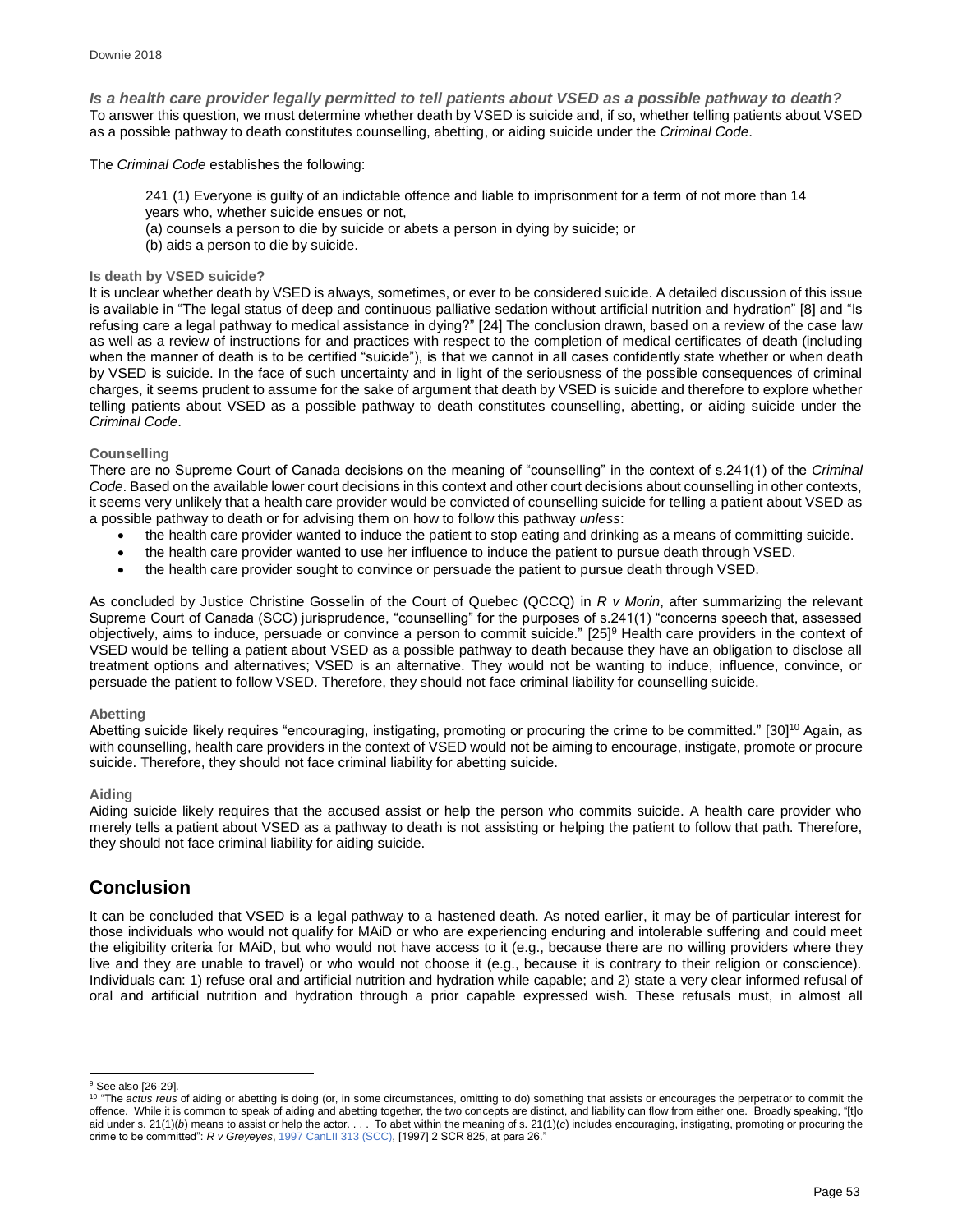### *Is a health care provider legally permitted to tell patients about VSED as a possible pathway to death?*

To answer this question, we must determine whether death by VSED is suicide and, if so, whether telling patients about VSED as a possible pathway to death constitutes counselling, abetting, or aiding suicide under the *Criminal Code*.

The *Criminal Code* establishes the following:

> 241 (1) Everyone is guilty of an indictable offence and liable to imprisonment for a term of not more than 14 years who, whether suicide ensues or not,
> (a) counsels a person to die by suicide or abets a person in dying by suicide; or
> (b) aids a person to die by suicide.

#### Is death by VSED suicide?

It is unclear whether death by VSED is always, sometimes, or ever to be considered suicide. A detailed discussion of this issue is available in "The legal status of deep and continuous palliative sedation without artificial nutrition and hydration" [8] and "Is refusing care a legal pathway to medical assistance in dying?" [24] The conclusion drawn, based on a review of the case law as well as a review of instructions for and practices with respect to the completion of medical certificates of death (including when the manner of death is to be certified "suicide"), is that we cannot in all cases confidently state whether or when death by VSED is suicide. In the face of such uncertainty and in light of the seriousness of the possible consequences of criminal charges, it seems prudent to assume for the sake of argument that death by VSED is suicide and therefore to explore whether telling patients about VSED as a possible pathway to death constitutes counselling, abetting, or aiding suicide under the *Criminal Code*.

#### Counselling

There are no Supreme Court of Canada decisions on the meaning of "counselling" in the context of s.241(1) of the *Criminal Code*. Based on the available lower court decisions in this context and other court decisions about counselling in other contexts, it seems very unlikely that a health care provider would be convicted of counselling suicide for telling a patient about VSED as a possible pathway to death or for advising them on how to follow this pathway *unless*:

- the health care provider wanted to induce the patient to stop eating and drinking as a means of committing suicide.
- the health care provider wanted to use her influence to induce the patient to pursue death through VSED.
- the health care provider sought to convince or persuade the patient to pursue death through VSED.

As concluded by Justice Christine Gosselin of the Court of Quebec (QCCQ) in *R v Morin*, after summarizing the relevant Supreme Court of Canada (SCC) jurisprudence, "counselling" for the purposes of s.241(1) "concerns speech that, assessed objectively, aims to induce, persuade or convince a person to commit suicide." [25][9] Health care providers in the context of VSED would be telling a patient about VSED as a possible pathway to death because they have an obligation to disclose all treatment options and alternatives; VSED is an alternative. They would not be wanting to induce, influence, convince, or persuade the patient to follow VSED. Therefore, they should not face criminal liability for counselling suicide.

#### Abetting

Abetting suicide likely requires "encouraging, instigating, promoting or procuring the crime to be committed." [30][10] Again, as with counselling, health care providers in the context of VSED would not be aiming to encourage, instigate, promote or procure suicide. Therefore, they should not face criminal liability for abetting suicide.

#### Aiding

Aiding suicide likely requires that the accused assist or help the person who commits suicide. A health care provider who merely tells a patient about VSED as a pathway to death is not assisting or helping the patient to follow that path. Therefore, they should not face criminal liability for aiding suicide.

## Conclusion

It can be concluded that VSED is a legal pathway to a hastened death. As noted earlier, it may be of particular interest for those individuals who would not qualify for MAiD or who are experiencing enduring and intolerable suffering and could meet the eligibility criteria for MAiD, but who would not have access to it (e.g., because there are no willing providers where they live and they are unable to travel) or who would not choose it (e.g., because it is contrary to their religion or conscience). Individuals can: 1) refuse oral and artificial nutrition and hydration while capable; and 2) state a very clear informed refusal of oral and artificial nutrition and hydration through a prior capable expressed wish. These refusals must, in almost all

---

[9] See also [26-29].

[10] "The *actus reus* of aiding or abetting is doing (or, in some circumstances, omitting to do) something that assists or encourages the perpetrator to commit the offence. While it is common to speak of aiding and abetting together, the two concepts are distinct, and liability can flow from either one. Broadly speaking, "[t]o aid under s. 21(1)(*b*) means to assist or help the actor. . . . To abet within the meaning of s. 21(1)(*c*) includes encouraging, instigating, promoting or procuring the crime to be committed": *R v Greyeyes*, 1997 CanLII 313 (SCC), [1997] 2 SCR 825, at para 26."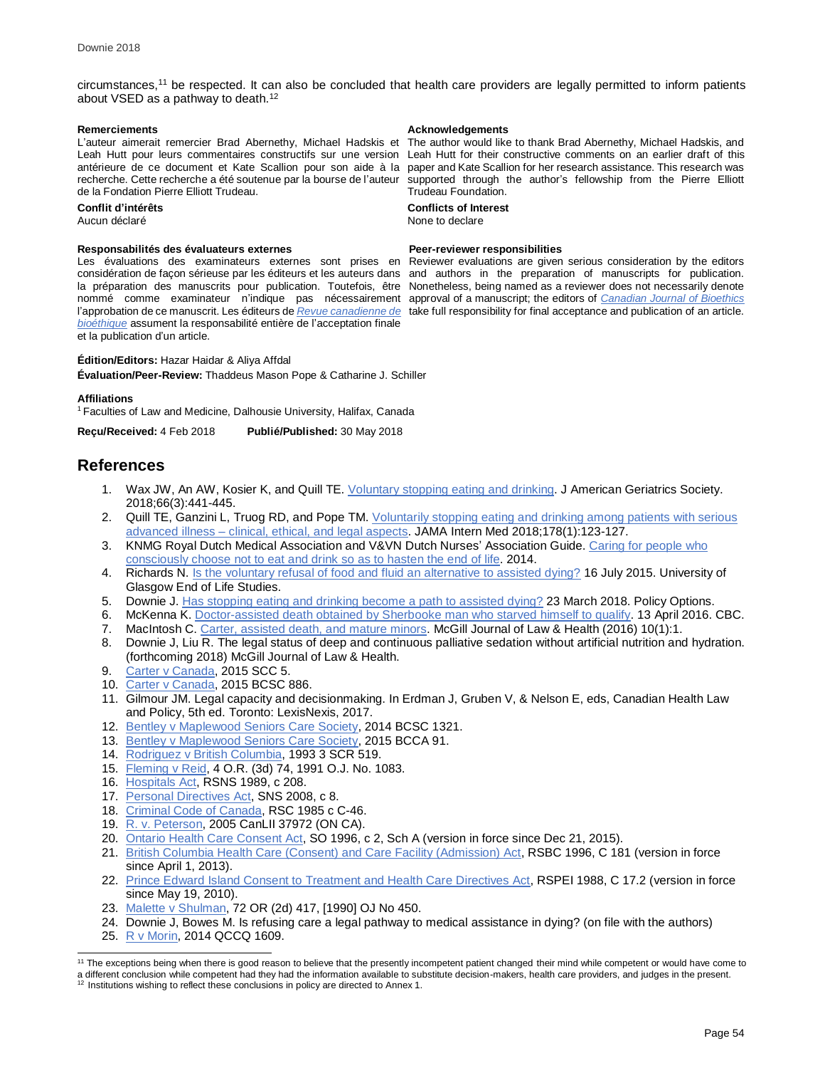circumstances,[11] be respected. It can also be concluded that health care providers are legally permitted to inform patients about VSED as a pathway to death.[12]

**Remerciements**

L'auteur aimerait remercier Brad Abernethy, Michael Hadskis et Leah Hutt pour leurs commentaires constructifs sur une version antérieure de ce document et Kate Scallion pour son aide à la recherche. Cette recherche a été soutenue par la bourse de l'auteur de la Fondation Pierre Elliott Trudeau.

**Acknowledgements**

The author would like to thank Brad Abernethy, Michael Hadskis, and Leah Hutt for their constructive comments on an earlier draft of this paper and Kate Scallion for her research assistance. This research was supported through the author's fellowship from the Pierre Elliott Trudeau Foundation.

**Conflit d'intérêts**

Aucun déclaré

**Conflicts of Interest**

None to declare

**Responsabilités des évaluateurs externes**

Les évaluations des examinateurs externes sont prises en considération de façon sérieuse par les éditeurs et les auteurs dans la préparation des manuscrits pour publication. Toutefois, être nommé comme examinateur n'indique pas nécessairement l'approbation de ce manuscrit. Les éditeurs de *Revue canadienne de bioéthique* assument la responsabilité entière de l'acceptation finale et la publication d'un article.

**Peer-reviewer responsibilities**

Reviewer evaluations are given serious consideration by the editors and authors in the preparation of manuscripts for publication. Nonetheless, being named as a reviewer does not necessarily denote approval of a manuscript; the editors of *Canadian Journal of Bioethics* take full responsibility for final acceptance and publication of an article.

**Édition/Editors:** Hazar Haidar & Aliya Affdal

**Évaluation/Peer-Review:** Thaddeus Mason Pope & Catharine J. Schiller

**Affiliations**

[1] Faculties of Law and Medicine, Dalhousie University, Halifax, Canada

**Reçu/Received:** 4 Feb 2018 **Publié/Published:** 30 May 2018

## References

1. Wax JW, An AW, Kosier K, and Quill TE. Voluntary stopping eating and drinking. J American Geriatrics Society. 2018;66(3):441-445.
2. Quill TE, Ganzini L, Truog RD, and Pope TM. Voluntarily stopping eating and drinking among patients with serious advanced illness – clinical, ethical, and legal aspects. JAMA Intern Med 2018;178(1):123-127.
3. KNMG Royal Dutch Medical Association and V&VN Dutch Nurses' Association Guide. Caring for people who consciously choose not to eat and drink so as to hasten the end of life. 2014.
4. Richards N. Is the voluntary refusal of food and fluid an alternative to assisted dying? 16 July 2015. University of Glasgow End of Life Studies.
5. Downie J. Has stopping eating and drinking become a path to assisted dying? 23 March 2018. Policy Options.
6. McKenna K. Doctor-assisted death obtained by Sherbooke man who starved himself to qualify. 13 April 2016. CBC.
7. MacIntosh C. Carter, assisted death, and mature minors. McGill Journal of Law & Health (2016) 10(1):1.
8. Downie J, Liu R. The legal status of deep and continuous palliative sedation without artificial nutrition and hydration. (forthcoming 2018) McGill Journal of Law & Health.
9. Carter v Canada, 2015 SCC 5.
10. Carter v Canada, 2015 BCSC 886.
11. Gilmour JM. Legal capacity and decisionmaking. In Erdman J, Gruben V, & Nelson E, eds, Canadian Health Law and Policy, 5th ed. Toronto: LexisNexis, 2017.
12. Bentley v Maplewood Seniors Care Society, 2014 BCSC 1321.
13. Bentley v Maplewood Seniors Care Society, 2015 BCCA 91.
14. Rodriguez v British Columbia, 1993 3 SCR 519.
15. Fleming v Reid, 4 O.R. (3d) 74, 1991 O.J. No. 1083.
16. Hospitals Act, RSNS 1989, c 208.
17. Personal Directives Act, SNS 2008, c 8.
18. Criminal Code of Canada, RSC 1985 c C-46.
19. R. v. Peterson, 2005 CanLII 37972 (ON CA).
20. Ontario Health Care Consent Act, SO 1996, c 2, Sch A (version in force since Dec 21, 2015).
21. British Columbia Health Care (Consent) and Care Facility (Admission) Act, RSBC 1996, C 181 (version in force since April 1, 2013).
22. Prince Edward Island Consent to Treatment and Health Care Directives Act, RSPEI 1988, C 17.2 (version in force since May 19, 2010).
23. Malette v Shulman, 72 OR (2d) 417, [1990] OJ No 450.
24. Downie J, Bowes M. Is refusing care a legal pathway to medical assistance in dying? (on file with the authors)
25. R v Morin, 2014 QCCQ 1609.

[11] The exceptions being when there is good reason to believe that the presently incompetent patient changed their mind while competent or would have come to a different conclusion while competent had they had the information available to substitute decision-makers, health care providers, and judges in the present.

[12] Institutions wishing to reflect these conclusions in policy are directed to Annex 1.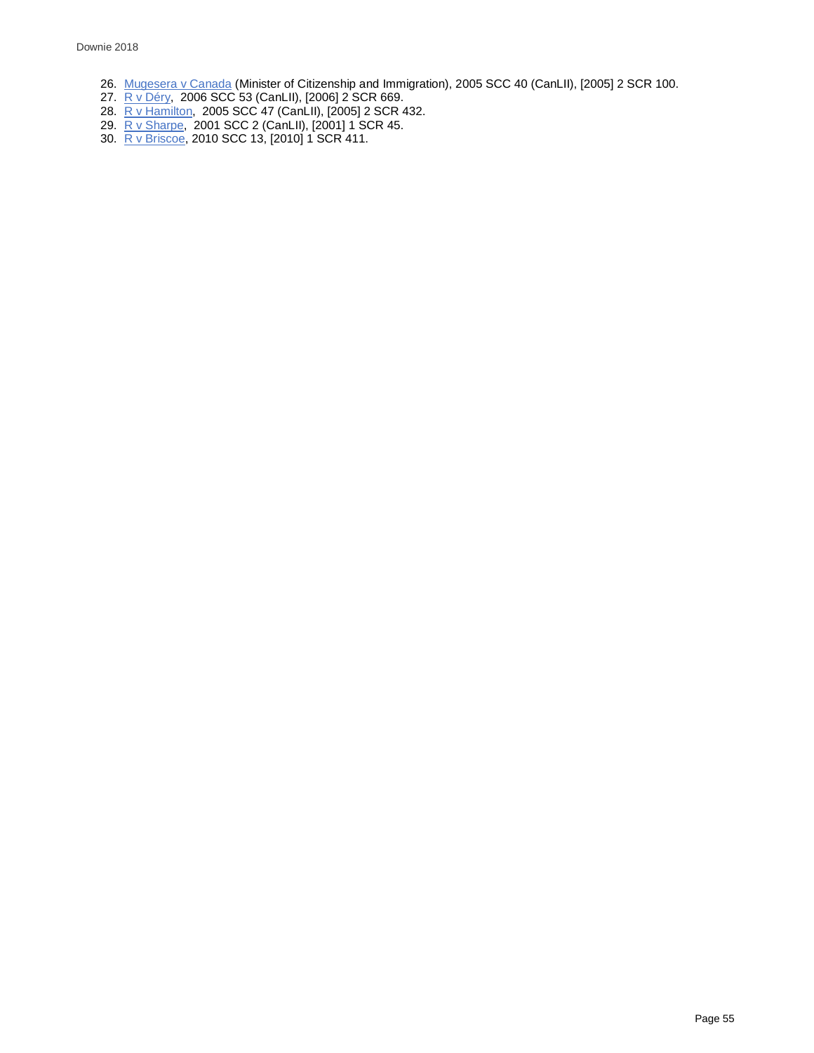26. Mugesera v Canada (Minister of Citizenship and Immigration), 2005 SCC 40 (CanLII), [2005] 2 SCR 100.
27. R v Déry, 2006 SCC 53 (CanLII), [2006] 2 SCR 669.
28. R v Hamilton, 2005 SCC 47 (CanLII), [2005] 2 SCR 432.
29. R v Sharpe, 2001 SCC 2 (CanLII), [2001] 1 SCR 45.
30. R v Briscoe, 2010 SCC 13, [2010] 1 SCR 411.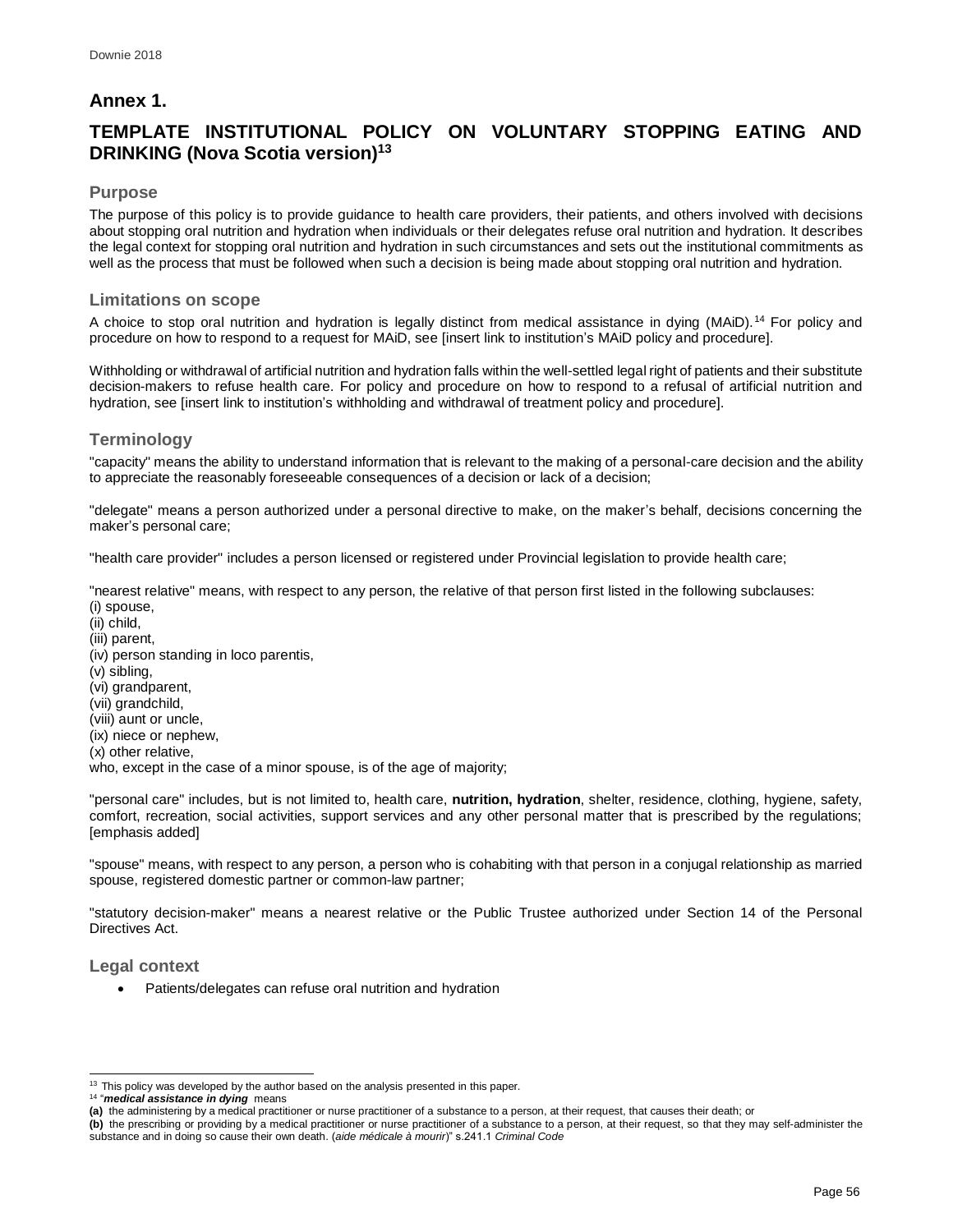## Annex 1.

## TEMPLATE INSTITUTIONAL POLICY ON VOLUNTARY STOPPING EATING AND DRINKING (Nova Scotia version)[13]

### Purpose

The purpose of this policy is to provide guidance to health care providers, their patients, and others involved with decisions about stopping oral nutrition and hydration when individuals or their delegates refuse oral nutrition and hydration. It describes the legal context for stopping oral nutrition and hydration in such circumstances and sets out the institutional commitments as well as the process that must be followed when such a decision is being made about stopping oral nutrition and hydration.

### Limitations on scope

A choice to stop oral nutrition and hydration is legally distinct from medical assistance in dying (MAiD).[14] For policy and procedure on how to respond to a request for MAiD, see [insert link to institution's MAiD policy and procedure].

Withholding or withdrawal of artificial nutrition and hydration falls within the well-settled legal right of patients and their substitute decision-makers to refuse health care. For policy and procedure on how to respond to a refusal of artificial nutrition and hydration, see [insert link to institution's withholding and withdrawal of treatment policy and procedure].

### Terminology

"capacity" means the ability to understand information that is relevant to the making of a personal-care decision and the ability to appreciate the reasonably foreseeable consequences of a decision or lack of a decision;

"delegate" means a person authorized under a personal directive to make, on the maker's behalf, decisions concerning the maker's personal care;

"health care provider" includes a person licensed or registered under Provincial legislation to provide health care;

"nearest relative" means, with respect to any person, the relative of that person first listed in the following subclauses:
(i) spouse,
(ii) child,
(iii) parent,
(iv) person standing in loco parentis,
(v) sibling,
(vi) grandparent,
(vii) grandchild,
(viii) aunt or uncle,
(ix) niece or nephew,
(x) other relative,
who, except in the case of a minor spouse, is of the age of majority;

"personal care" includes, but is not limited to, health care, **nutrition, hydration**, shelter, residence, clothing, hygiene, safety, comfort, recreation, social activities, support services and any other personal matter that is prescribed by the regulations; [emphasis added]

"spouse" means, with respect to any person, a person who is cohabiting with that person in a conjugal relationship as married spouse, registered domestic partner or common-law partner;

"statutory decision-maker" means a nearest relative or the Public Trustee authorized under Section 14 of the Personal Directives Act.

### Legal context

- Patients/delegates can refuse oral nutrition and hydration

---

[13] This policy was developed by the author based on the analysis presented in this paper.

[14] "***medical assistance in dying*** means
**(a)** the administering by a medical practitioner or nurse practitioner of a substance to a person, at their request, that causes their death; or
**(b)** the prescribing or providing by a medical practitioner or nurse practitioner of a substance to a person, at their request, so that they may self-administer the substance and in doing so cause their own death. (*aide médicale à mourir*)" s.241.1 *Criminal Code*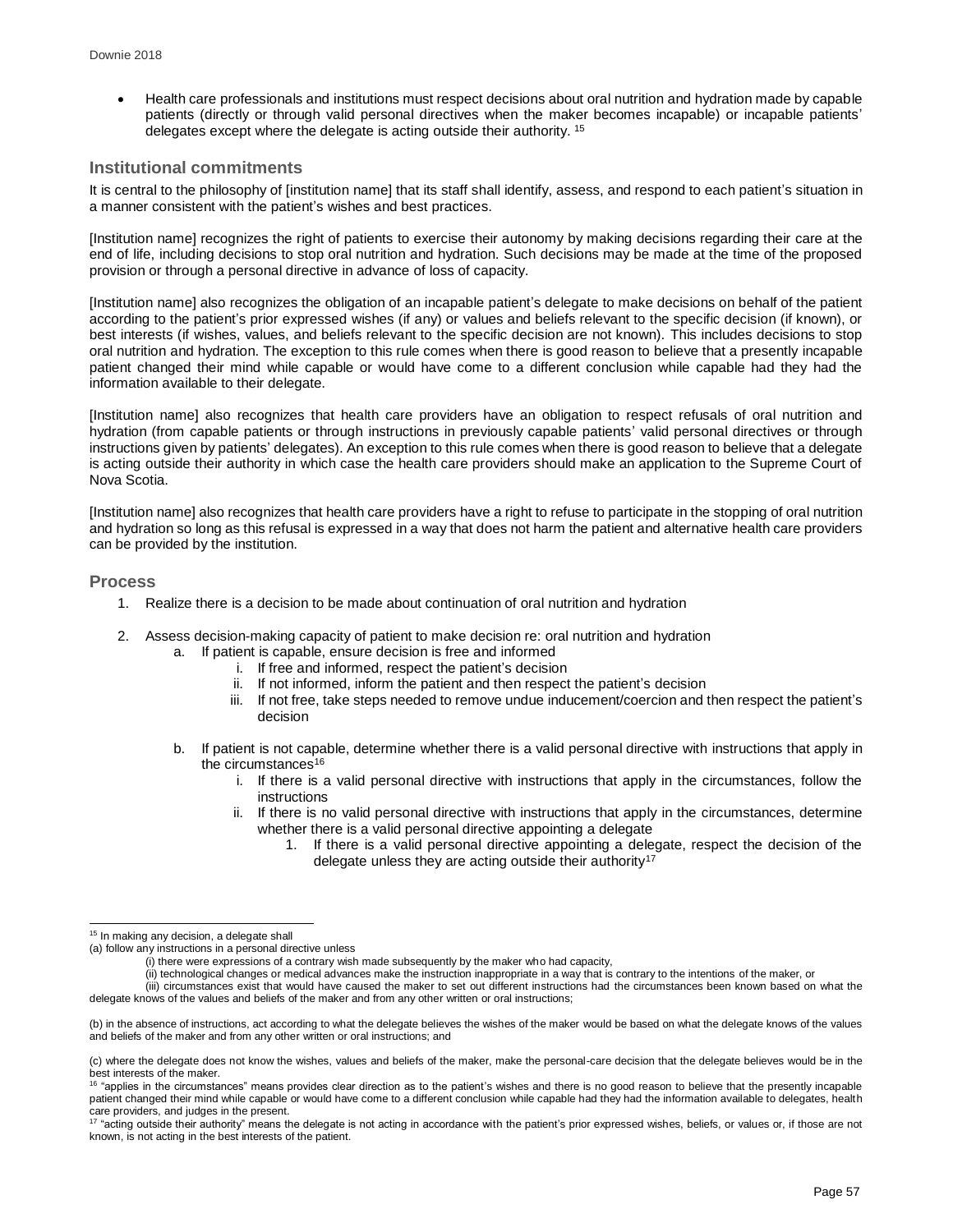- Health care professionals and institutions must respect decisions about oral nutrition and hydration made by capable patients (directly or through valid personal directives when the maker becomes incapable) or incapable patients' delegates except where the delegate is acting outside their authority. [15]

## Institutional commitments

It is central to the philosophy of [institution name] that its staff shall identify, assess, and respond to each patient's situation in a manner consistent with the patient's wishes and best practices.

[Institution name] recognizes the right of patients to exercise their autonomy by making decisions regarding their care at the end of life, including decisions to stop oral nutrition and hydration. Such decisions may be made at the time of the proposed provision or through a personal directive in advance of loss of capacity.

[Institution name] also recognizes the obligation of an incapable patient's delegate to make decisions on behalf of the patient according to the patient's prior expressed wishes (if any) or values and beliefs relevant to the specific decision (if known), or best interests (if wishes, values, and beliefs relevant to the specific decision are not known). This includes decisions to stop oral nutrition and hydration. The exception to this rule comes when there is good reason to believe that a presently incapable patient changed their mind while capable or would have come to a different conclusion while capable had they had the information available to their delegate.

[Institution name] also recognizes that health care providers have an obligation to respect refusals of oral nutrition and hydration (from capable patients or through instructions in previously capable patients' valid personal directives or through instructions given by patients' delegates). An exception to this rule comes when there is good reason to believe that a delegate is acting outside their authority in which case the health care providers should make an application to the Supreme Court of Nova Scotia.

[Institution name] also recognizes that health care providers have a right to refuse to participate in the stopping of oral nutrition and hydration so long as this refusal is expressed in a way that does not harm the patient and alternative health care providers can be provided by the institution.

## Process

1. Realize there is a decision to be made about continuation of oral nutrition and hydration

2. Assess decision-making capacity of patient to make decision re: oral nutrition and hydration
   a. If patient is capable, ensure decision is free and informed
      i. If free and informed, respect the patient's decision
      ii. If not informed, inform the patient and then respect the patient's decision
      iii. If not free, take steps needed to remove undue inducement/coercion and then respect the patient's decision

   b. If patient is not capable, determine whether there is a valid personal directive with instructions that apply in the circumstances[16]
      i. If there is a valid personal directive with instructions that apply in the circumstances, follow the instructions
      ii. If there is no valid personal directive with instructions that apply in the circumstances, determine whether there is a valid personal directive appointing a delegate
         1. If there is a valid personal directive appointing a delegate, respect the decision of the delegate unless they are acting outside their authority[17]

---

[15] In making any decision, a delegate shall
(a) follow any instructions in a personal directive unless
(i) there were expressions of a contrary wish made subsequently by the maker who had capacity,
(ii) technological changes or medical advances make the instruction inappropriate in a way that is contrary to the intentions of the maker, or
(iii) circumstances exist that would have caused the maker to set out different instructions had the circumstances been known based on what the delegate knows of the values and beliefs of the maker and from any other written or oral instructions;

(b) in the absence of instructions, act according to what the delegate believes the wishes of the maker would be based on what the delegate knows of the values and beliefs of the maker and from any other written or oral instructions; and

(c) where the delegate does not know the wishes, values and beliefs of the maker, make the personal-care decision that the delegate believes would be in the best interests of the maker.

[16] "applies in the circumstances" means provides clear direction as to the patient's wishes and there is no good reason to believe that the presently incapable patient changed their mind while capable or would have come to a different conclusion while capable had they had the information available to delegates, health care providers, and judges in the present.

[17] "acting outside their authority" means the delegate is not acting in accordance with the patient's prior expressed wishes, beliefs, or values or, if those are not known, is not acting in the best interests of the patient.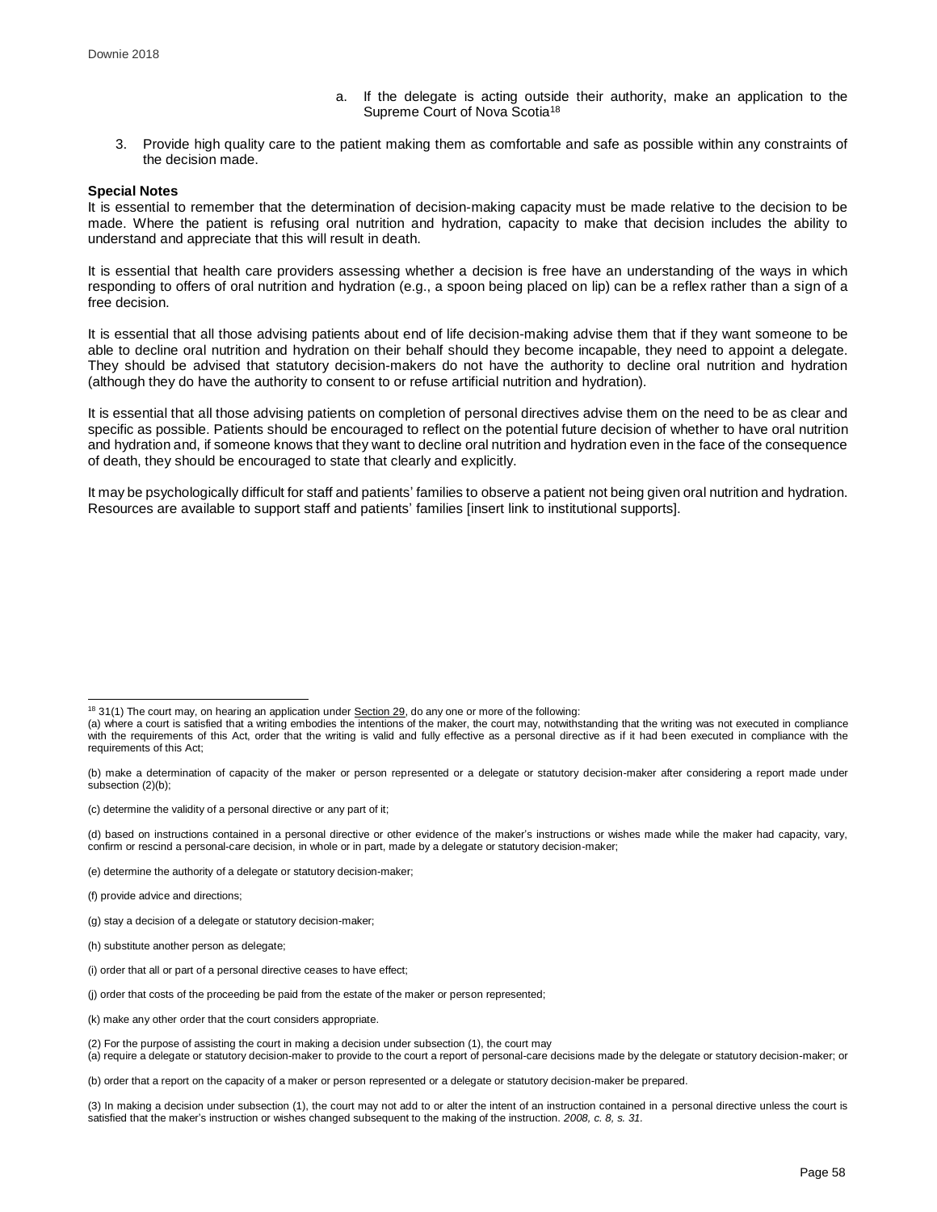a. If the delegate is acting outside their authority, make an application to the Supreme Court of Nova Scotia[18]

3. Provide high quality care to the patient making them as comfortable and safe as possible within any constraints of the decision made.

**Special Notes**

It is essential to remember that the determination of decision-making capacity must be made relative to the decision to be made. Where the patient is refusing oral nutrition and hydration, capacity to make that decision includes the ability to understand and appreciate that this will result in death.

It is essential that health care providers assessing whether a decision is free have an understanding of the ways in which responding to offers of oral nutrition and hydration (e.g., a spoon being placed on lip) can be a reflex rather than a sign of a free decision.

It is essential that all those advising patients about end of life decision-making advise them that if they want someone to be able to decline oral nutrition and hydration on their behalf should they become incapable, they need to appoint a delegate. They should be advised that statutory decision-makers do not have the authority to decline oral nutrition and hydration (although they do have the authority to consent to or refuse artificial nutrition and hydration).

It is essential that all those advising patients on completion of personal directives advise them on the need to be as clear and specific as possible. Patients should be encouraged to reflect on the potential future decision of whether to have oral nutrition and hydration and, if someone knows that they want to decline oral nutrition and hydration even in the face of the consequence of death, they should be encouraged to state that clearly and explicitly.

It may be psychologically difficult for staff and patients' families to observe a patient not being given oral nutrition and hydration. Resources are available to support staff and patients' families [insert link to institutional supports].

---

[18] 31(1) The court may, on hearing an application under Section 29, do any one or more of the following:

(a) where a court is satisfied that a writing embodies the intentions of the maker, the court may, notwithstanding that the writing was not executed in compliance with the requirements of this Act, order that the writing is valid and fully effective as a personal directive as if it had been executed in compliance with the requirements of this Act;

(b) make a determination of capacity of the maker or person represented or a delegate or statutory decision-maker after considering a report made under subsection (2)(b);

(c) determine the validity of a personal directive or any part of it;

(d) based on instructions contained in a personal directive or other evidence of the maker's instructions or wishes made while the maker had capacity, vary, confirm or rescind a personal-care decision, in whole or in part, made by a delegate or statutory decision-maker;

(e) determine the authority of a delegate or statutory decision-maker;

(f) provide advice and directions;

(g) stay a decision of a delegate or statutory decision-maker;

(h) substitute another person as delegate;

(i) order that all or part of a personal directive ceases to have effect;

(j) order that costs of the proceeding be paid from the estate of the maker or person represented;

(k) make any other order that the court considers appropriate.

(2) For the purpose of assisting the court in making a decision under subsection (1), the court may

(a) require a delegate or statutory decision-maker to provide to the court a report of personal-care decisions made by the delegate or statutory decision-maker; or

(b) order that a report on the capacity of a maker or person represented or a delegate or statutory decision-maker be prepared.

(3) In making a decision under subsection (1), the court may not add to or alter the intent of an instruction contained in a personal directive unless the court is satisfied that the maker's instruction or wishes changed subsequent to the making of the instruction. *2008, c. 8, s. 31.*